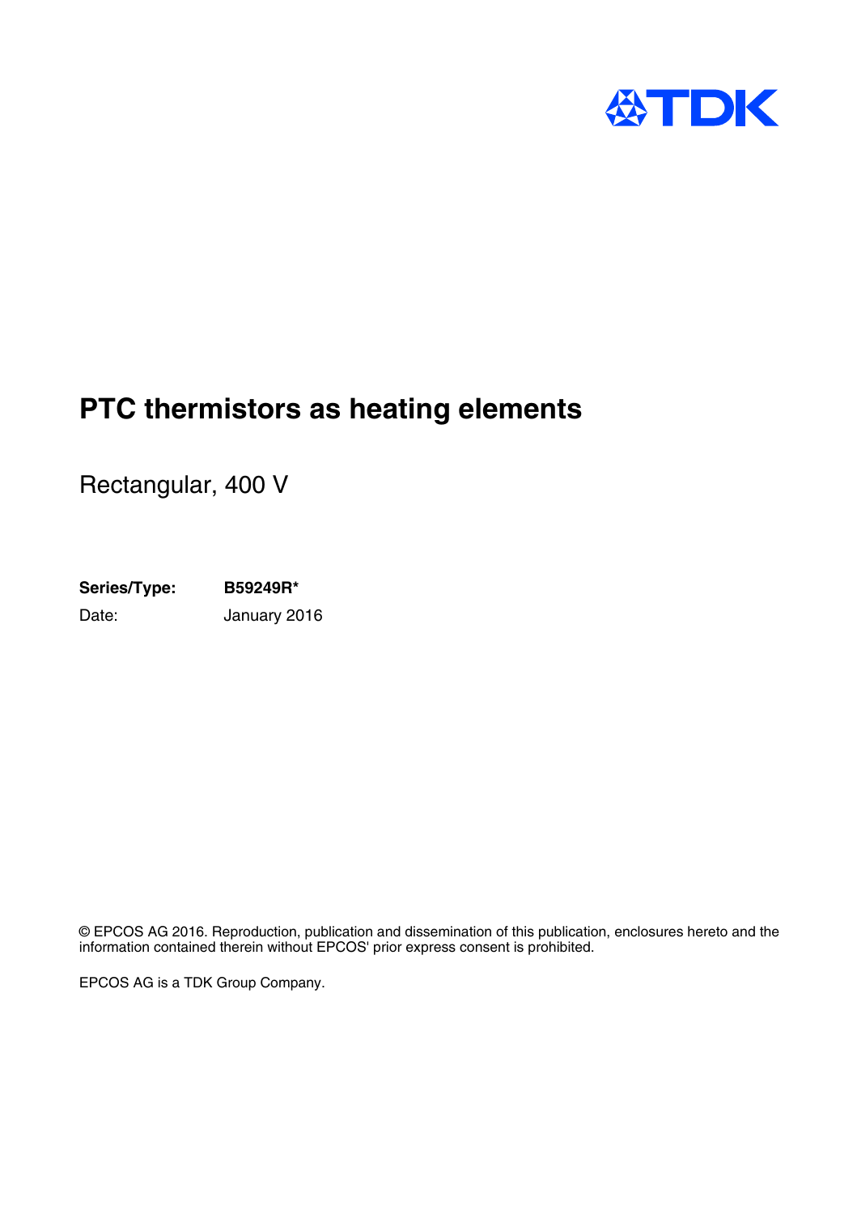TDK

# PTC thermistors as heating elements

Rectangular, 400 V

**Series/Type:** **B59249R***

Date: January 2016

© EPCOS AG 2016. Reproduction, publication and dissemination of this publication, enclosures hereto and the information contained therein without EPCOS' prior express consent is prohibited.

EPCOS AG is a TDK Group Company.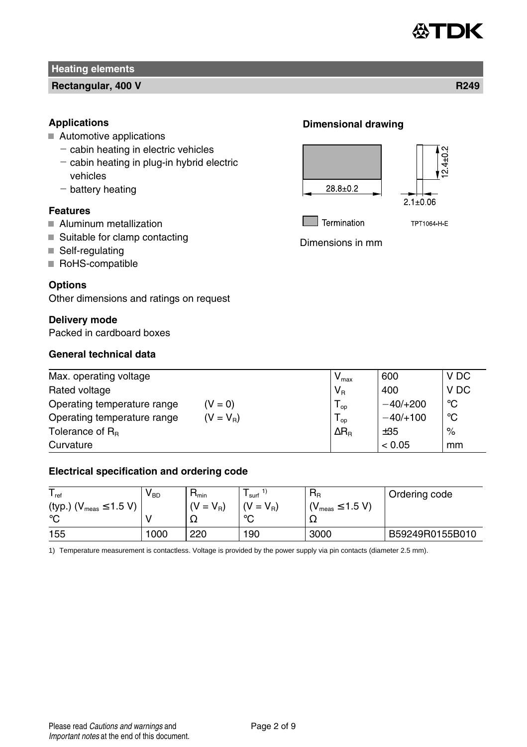## Heating elements

**Rectangular, 400 V** **R249**

### Applications

- Automotive applications
  - cabin heating in electric vehicles
  - cabin heating in plug-in hybrid electric vehicles
  - battery heating

### Features

- Aluminum metallization
- Suitable for clamp contacting
- Self-regulating
- RoHS-compatible

### Options

Other dimensions and ratings on request

### Delivery mode

Packed in cardboard boxes

### Dimensional drawing

28.8±0.2

12.4±0.2

2.1±0.06

Termination

TPT1064-H-E

Dimensions in mm

### General technical data

| | | | | |
|---|---|---|---|---|
| Max. operating voltage | | $V_{max}$ | 600 | V DC |
| Rated voltage | | $V_R$ | 400 | V DC |
| Operating temperature range | (V = 0) | $T_{op}$ | −40/+200 | °C |
| Operating temperature range | ($V = V_R$) | $T_{op}$ | −40/+100 | °C |
| Tolerance of $R_R$ | | $\Delta R_R$ | ±35 | % |
| Curvature | | | < 0.05 | mm |

### Electrical specification and ordering code

| $T_{ref}$ (typ.) ($V_{meas} \leq 1.5$ V) °C | $V_{BD}$ V | $R_{min}$ ($V = V_R$) Ω | $T_{surf}$ [1] ($V = V_R$) °C | $R_R$ ($V_{meas} \leq 1.5$ V) Ω | Ordering code |
|---|---|---|---|---|---|
| 155 | 1000 | 220 | 190 | 3000 | B59249R0155B010 |

1) Temperature measurement is contactless. Voltage is provided by the power supply via pin contacts (diameter 2.5 mm).

Please read *Cautions and warnings* and *Important notes* at the end of this document.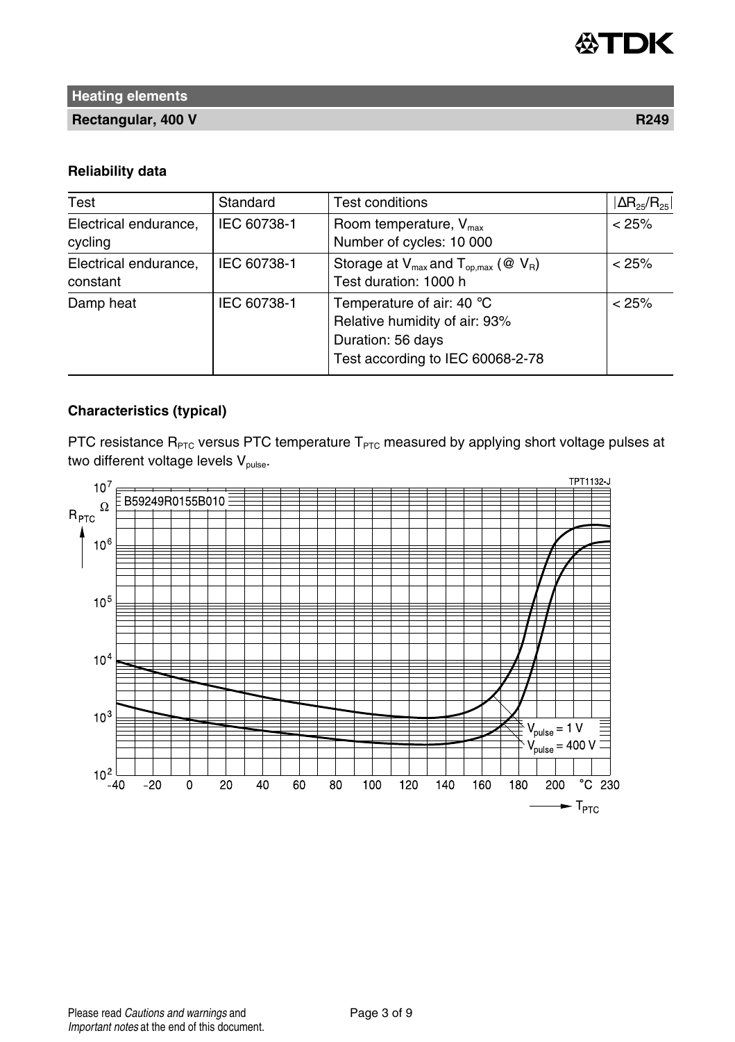## Heating elements

**Rectangular, 400 V** **R249**

### Reliability data

| Test | Standard | Test conditions | $\|\Delta R_{25}/R_{25}\|$ |
|---|---|---|---|
| Electrical endurance, cycling | IEC 60738-1 | Room temperature, $V_{max}$<br>Number of cycles: 10 000 | < 25% |
| Electrical endurance, constant | IEC 60738-1 | Storage at $V_{max}$ and $T_{op,max}$ (@ $V_R$)<br>Test duration: 1000 h | < 25% |
| Damp heat | IEC 60738-1 | Temperature of air: 40 °C<br>Relative humidity of air: 93%<br>Duration: 56 days<br>Test according to IEC 60068-2-78 | < 25% |

### Characteristics (typical)

PTC resistance $R_{PTC}$ versus PTC temperature $T_{PTC}$ measured by applying short voltage pulses at two different voltage levels $V_{pulse}$.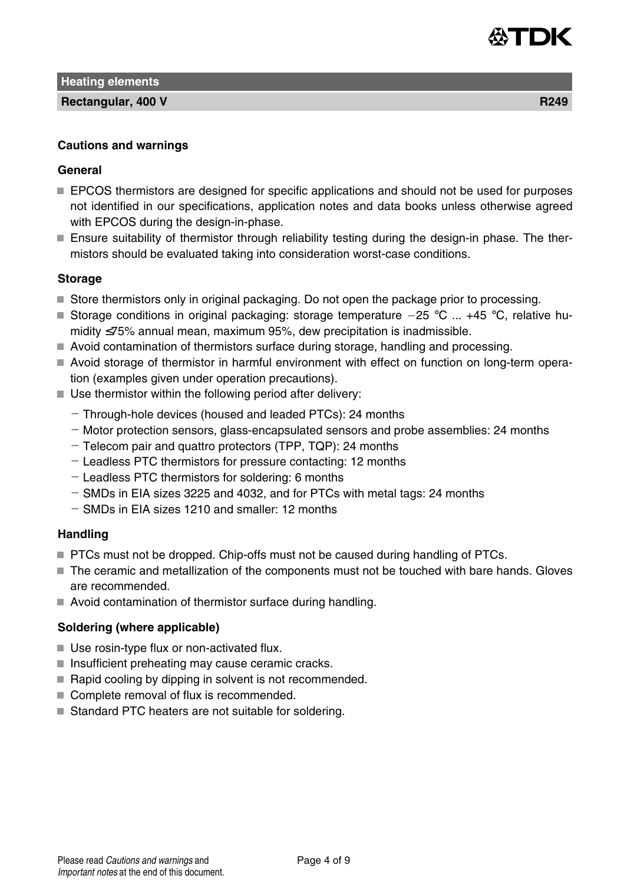**Heating elements**

**Rectangular, 400 V** **R249**

## Cautions and warnings

### General

- EPCOS thermistors are designed for specific applications and should not be used for purposes not identified in our specifications, application notes and data books unless otherwise agreed with EPCOS during the design-in-phase.
- Ensure suitability of thermistor through reliability testing during the design-in phase. The thermistors should be evaluated taking into consideration worst-case conditions.

### Storage

- Store thermistors only in original packaging. Do not open the package prior to processing.
- Storage conditions in original packaging: storage temperature −25 °C ... +45 °C, relative humidity ≤75% annual mean, maximum 95%, dew precipitation is inadmissible.
- Avoid contamination of thermistors surface during storage, handling and processing.
- Avoid storage of thermistor in harmful environment with effect on function on long-term operation (examples given under operation precautions).
- Use thermistor within the following period after delivery:
  - Through-hole devices (housed and leaded PTCs): 24 months
  - Motor protection sensors, glass-encapsulated sensors and probe assemblies: 24 months
  - Telecom pair and quattro protectors (TPP, TQP): 24 months
  - Leadless PTC thermistors for pressure contacting: 12 months
  - Leadless PTC thermistors for soldering: 6 months
  - SMDs in EIA sizes 3225 and 4032, and for PTCs with metal tags: 24 months
  - SMDs in EIA sizes 1210 and smaller: 12 months

### Handling

- PTCs must not be dropped. Chip-offs must not be caused during handling of PTCs.
- The ceramic and metallization of the components must not be touched with bare hands. Gloves are recommended.
- Avoid contamination of thermistor surface during handling.

### Soldering (where applicable)

- Use rosin-type flux or non-activated flux.
- Insufficient preheating may cause ceramic cracks.
- Rapid cooling by dipping in solvent is not recommended.
- Complete removal of flux is recommended.
- Standard PTC heaters are not suitable for soldering.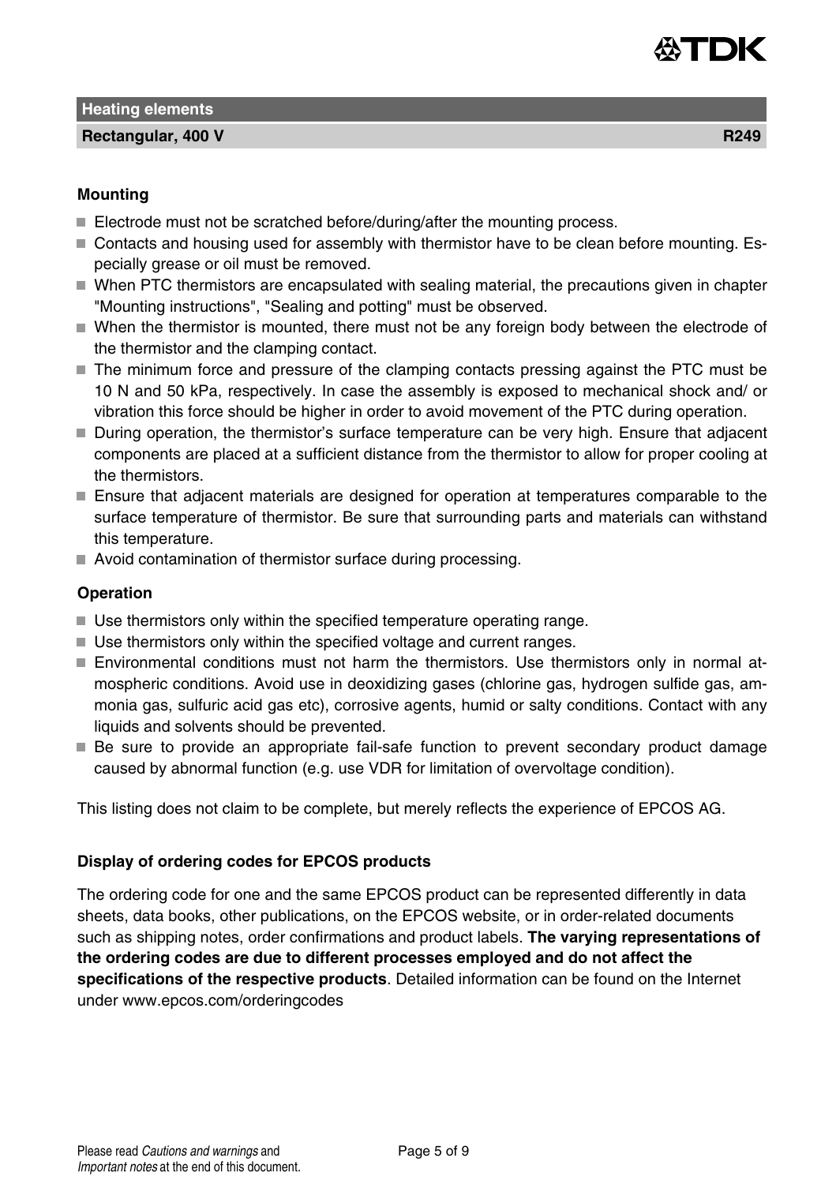## Heating elements

**Rectangular, 400 V** **R249**

### Mounting

- Electrode must not be scratched before/during/after the mounting process.
- Contacts and housing used for assembly with thermistor have to be clean before mounting. Especially grease or oil must be removed.
- When PTC thermistors are encapsulated with sealing material, the precautions given in chapter "Mounting instructions", "Sealing and potting" must be observed.
- When the thermistor is mounted, there must not be any foreign body between the electrode of the thermistor and the clamping contact.
- The minimum force and pressure of the clamping contacts pressing against the PTC must be 10 N and 50 kPa, respectively. In case the assembly is exposed to mechanical shock and/ or vibration this force should be higher in order to avoid movement of the PTC during operation.
- During operation, the thermistor's surface temperature can be very high. Ensure that adjacent components are placed at a sufficient distance from the thermistor to allow for proper cooling at the thermistors.
- Ensure that adjacent materials are designed for operation at temperatures comparable to the surface temperature of thermistor. Be sure that surrounding parts and materials can withstand this temperature.
- Avoid contamination of thermistor surface during processing.

### Operation

- Use thermistors only within the specified temperature operating range.
- Use thermistors only within the specified voltage and current ranges.
- Environmental conditions must not harm the thermistors. Use thermistors only in normal atmospheric conditions. Avoid use in deoxidizing gases (chlorine gas, hydrogen sulfide gas, ammonia gas, sulfuric acid gas etc), corrosive agents, humid or salty conditions. Contact with any liquids and solvents should be prevented.
- Be sure to provide an appropriate fail-safe function to prevent secondary product damage caused by abnormal function (e.g. use VDR for limitation of overvoltage condition).

This listing does not claim to be complete, but merely reflects the experience of EPCOS AG.

### Display of ordering codes for EPCOS products

The ordering code for one and the same EPCOS product can be represented differently in data sheets, data books, other publications, on the EPCOS website, or in order-related documents such as shipping notes, order confirmations and product labels. **The varying representations of the ordering codes are due to different processes employed and do not affect the specifications of the respective products**. Detailed information can be found on the Internet under www.epcos.com/orderingcodes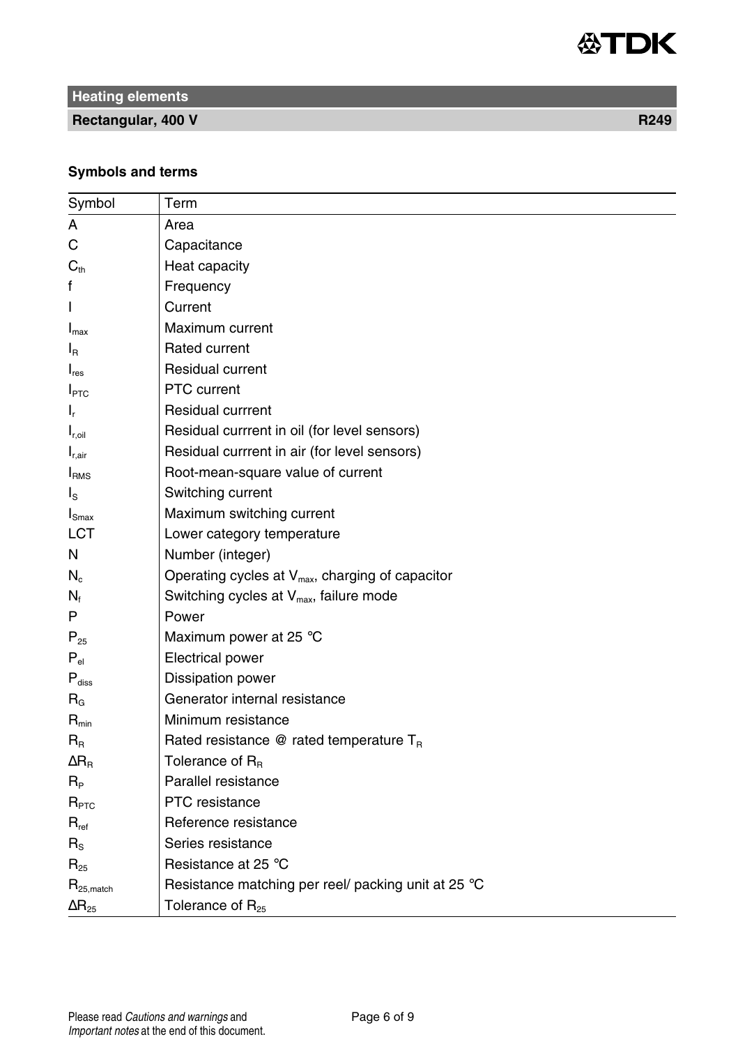## Heating elements

**Rectangular, 400 V** **R249**

### Symbols and terms

| Symbol | Term |
|---|---|
| A | Area |
| C | Capacitance |
| $C_{th}$ | Heat capacity |
| f | Frequency |
| I | Current |
| $I_{max}$ | Maximum current |
| $I_R$ | Rated current |
| $I_{res}$ | Residual current |
| $I_{PTC}$ | PTC current |
| $I_r$ | Residual currrent |
| $I_{r,oil}$ | Residual currrent in oil (for level sensors) |
| $I_{r,air}$ | Residual currrent in air (for level sensors) |
| $I_{RMS}$ | Root-mean-square value of current |
| $I_S$ | Switching current |
| $I_{Smax}$ | Maximum switching current |
| LCT | Lower category temperature |
| N | Number (integer) |
| $N_c$ | Operating cycles at $V_{max}$, charging of capacitor |
| $N_f$ | Switching cycles at $V_{max}$, failure mode |
| P | Power |
| $P_{25}$ | Maximum power at 25 °C |
| $P_{el}$ | Electrical power |
| $P_{diss}$ | Dissipation power |
| $R_G$ | Generator internal resistance |
| $R_{min}$ | Minimum resistance |
| $R_R$ | Rated resistance @ rated temperature $T_R$ |
| $\Delta R_R$ | Tolerance of $R_R$ |
| $R_P$ | Parallel resistance |
| $R_{PTC}$ | PTC resistance |
| $R_{ref}$ | Reference resistance |
| $R_S$ | Series resistance |
| $R_{25}$ | Resistance at 25 °C |
| $R_{25,match}$ | Resistance matching per reel/ packing unit at 25 °C |
| $\Delta R_{25}$ | Tolerance of $R_{25}$ |

Please read *Cautions and warnings* and *Important notes* at the end of this document.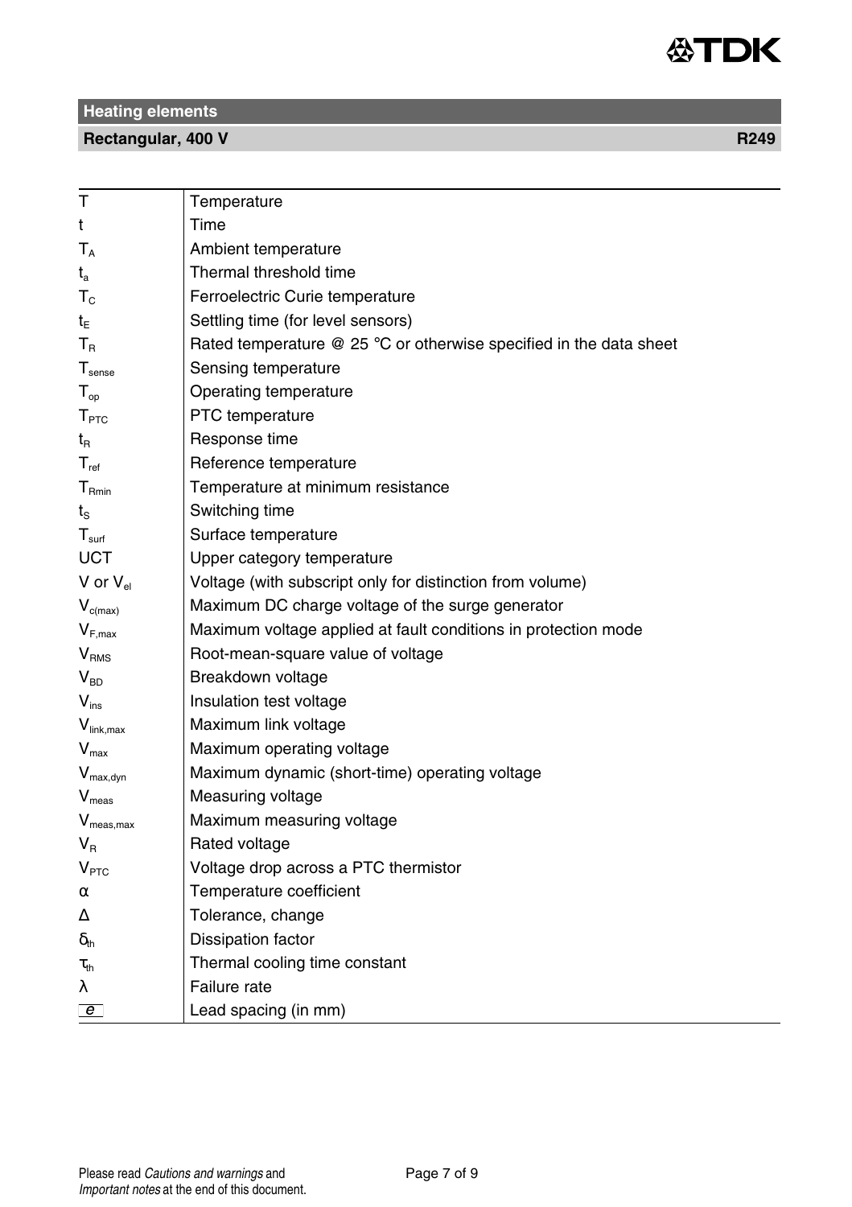## Heating elements

### Rectangular, 400 V — R249

| Symbol | Description |
|---|---|
| $T$ | Temperature |
| $t$ | Time |
| $T_A$ | Ambient temperature |
| $t_a$ | Thermal threshold time |
| $T_C$ | Ferroelectric Curie temperature |
| $t_E$ | Settling time (for level sensors) |
| $T_R$ | Rated temperature @ 25 °C or otherwise specified in the data sheet |
| $T_{sense}$ | Sensing temperature |
| $T_{op}$ | Operating temperature |
| $T_{PTC}$ | PTC temperature |
| $t_R$ | Response time |
| $T_{ref}$ | Reference temperature |
| $T_{Rmin}$ | Temperature at minimum resistance |
| $t_S$ | Switching time |
| $T_{surf}$ | Surface temperature |
| UCT | Upper category temperature |
| $V$ or $V_{el}$ | Voltage (with subscript only for distinction from volume) |
| $V_{c(max)}$ | Maximum DC charge voltage of the surge generator |
| $V_{F,max}$ | Maximum voltage applied at fault conditions in protection mode |
| $V_{RMS}$ | Root-mean-square value of voltage |
| $V_{BD}$ | Breakdown voltage |
| $V_{ins}$ | Insulation test voltage |
| $V_{link,max}$ | Maximum link voltage |
| $V_{max}$ | Maximum operating voltage |
| $V_{max,dyn}$ | Maximum dynamic (short-time) operating voltage |
| $V_{meas}$ | Measuring voltage |
| $V_{meas,max}$ | Maximum measuring voltage |
| $V_R$ | Rated voltage |
| $V_{PTC}$ | Voltage drop across a PTC thermistor |
| $\alpha$ | Temperature coefficient |
| $\Delta$ | Tolerance, change |
| $\delta_{th}$ | Dissipation factor |
| $\tau_{th}$ | Thermal cooling time constant |
| $\lambda$ | Failure rate |
| $e$ | Lead spacing (in mm) |

Please read *Cautions and warnings* and *Important notes* at the end of this document.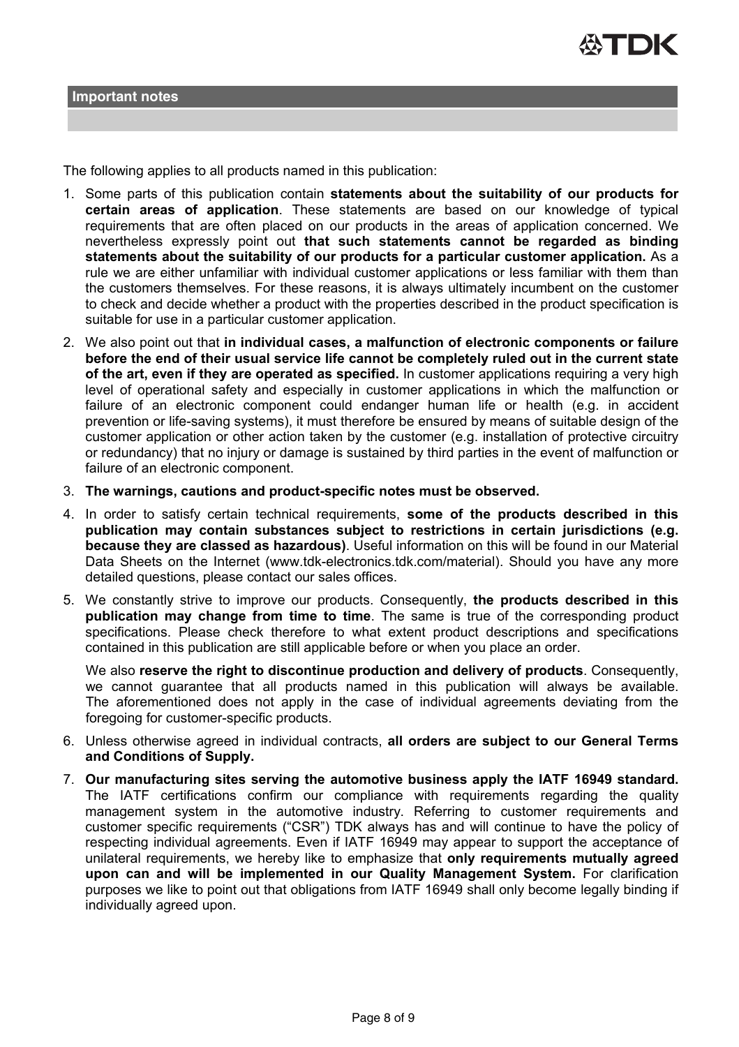## Important notes

The following applies to all products named in this publication:

1. Some parts of this publication contain **statements about the suitability of our products for certain areas of application**. These statements are based on our knowledge of typical requirements that are often placed on our products in the areas of application concerned. We nevertheless expressly point out **that such statements cannot be regarded as binding statements about the suitability of our products for a particular customer application.** As a rule we are either unfamiliar with individual customer applications or less familiar with them than the customers themselves. For these reasons, it is always ultimately incumbent on the customer to check and decide whether a product with the properties described in the product specification is suitable for use in a particular customer application.
2. We also point out that **in individual cases, a malfunction of electronic components or failure before the end of their usual service life cannot be completely ruled out in the current state of the art, even if they are operated as specified.** In customer applications requiring a very high level of operational safety and especially in customer applications in which the malfunction or failure of an electronic component could endanger human life or health (e.g. in accident prevention or life-saving systems), it must therefore be ensured by means of suitable design of the customer application or other action taken by the customer (e.g. installation of protective circuitry or redundancy) that no injury or damage is sustained by third parties in the event of malfunction or failure of an electronic component.
3. **The warnings, cautions and product-specific notes must be observed.**
4. In order to satisfy certain technical requirements, **some of the products described in this publication may contain substances subject to restrictions in certain jurisdictions (e.g. because they are classed as hazardous)**. Useful information on this will be found in our Material Data Sheets on the Internet (www.tdk-electronics.tdk.com/material). Should you have any more detailed questions, please contact our sales offices.
5. We constantly strive to improve our products. Consequently, **the products described in this publication may change from time to time**. The same is true of the corresponding product specifications. Please check therefore to what extent product descriptions and specifications contained in this publication are still applicable before or when you place an order.

   We also **reserve the right to discontinue production and delivery of products**. Consequently, we cannot guarantee that all products named in this publication will always be available. The aforementioned does not apply in the case of individual agreements deviating from the foregoing for customer-specific products.
6. Unless otherwise agreed in individual contracts, **all orders are subject to our General Terms and Conditions of Supply.**
7. **Our manufacturing sites serving the automotive business apply the IATF 16949 standard.** The IATF certifications confirm our compliance with requirements regarding the quality management system in the automotive industry. Referring to customer requirements and customer specific requirements ("CSR") TDK always has and will continue to have the policy of respecting individual agreements. Even if IATF 16949 may appear to support the acceptance of unilateral requirements, we hereby like to emphasize that **only requirements mutually agreed upon can and will be implemented in our Quality Management System.** For clarification purposes we like to point out that obligations from IATF 16949 shall only become legally binding if individually agreed upon.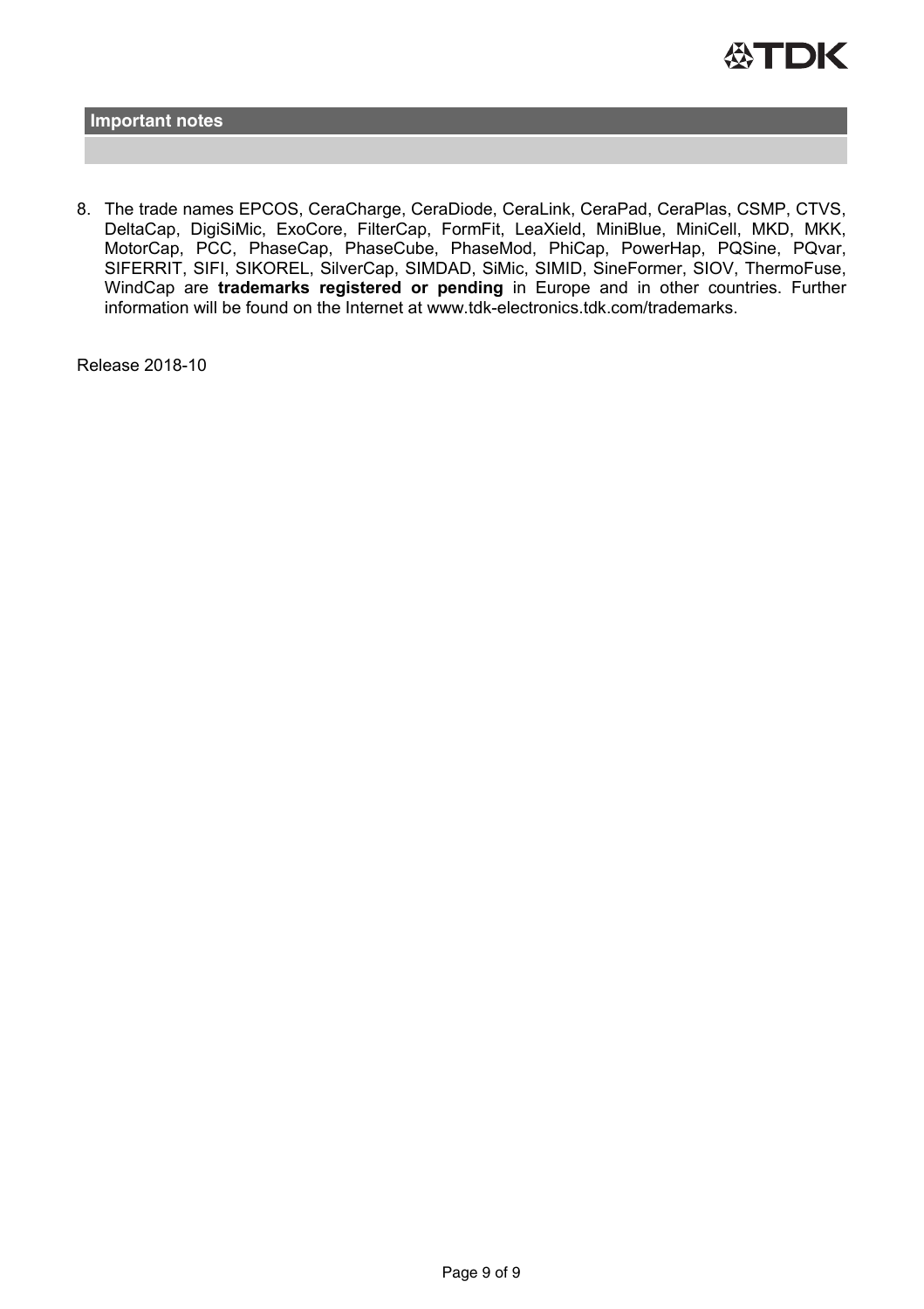## Important notes

8. The trade names EPCOS, CeraCharge, CeraDiode, CeraLink, CeraPad, CeraPlas, CSMP, CTVS, DeltaCap, DigiSiMic, ExoCore, FilterCap, FormFit, LeaXield, MiniBlue, MiniCell, MKD, MKK, MotorCap, PCC, PhaseCap, PhaseCube, PhaseMod, PhiCap, PowerHap, PQSine, PQvar, SIFERRIT, SIFI, SIKOREL, SilverCap, SIMDAD, SiMic, SIMID, SineFormer, SIOV, ThermoFuse, WindCap are **trademarks registered or pending** in Europe and in other countries. Further information will be found on the Internet at www.tdk-electronics.tdk.com/trademarks.

Release 2018-10